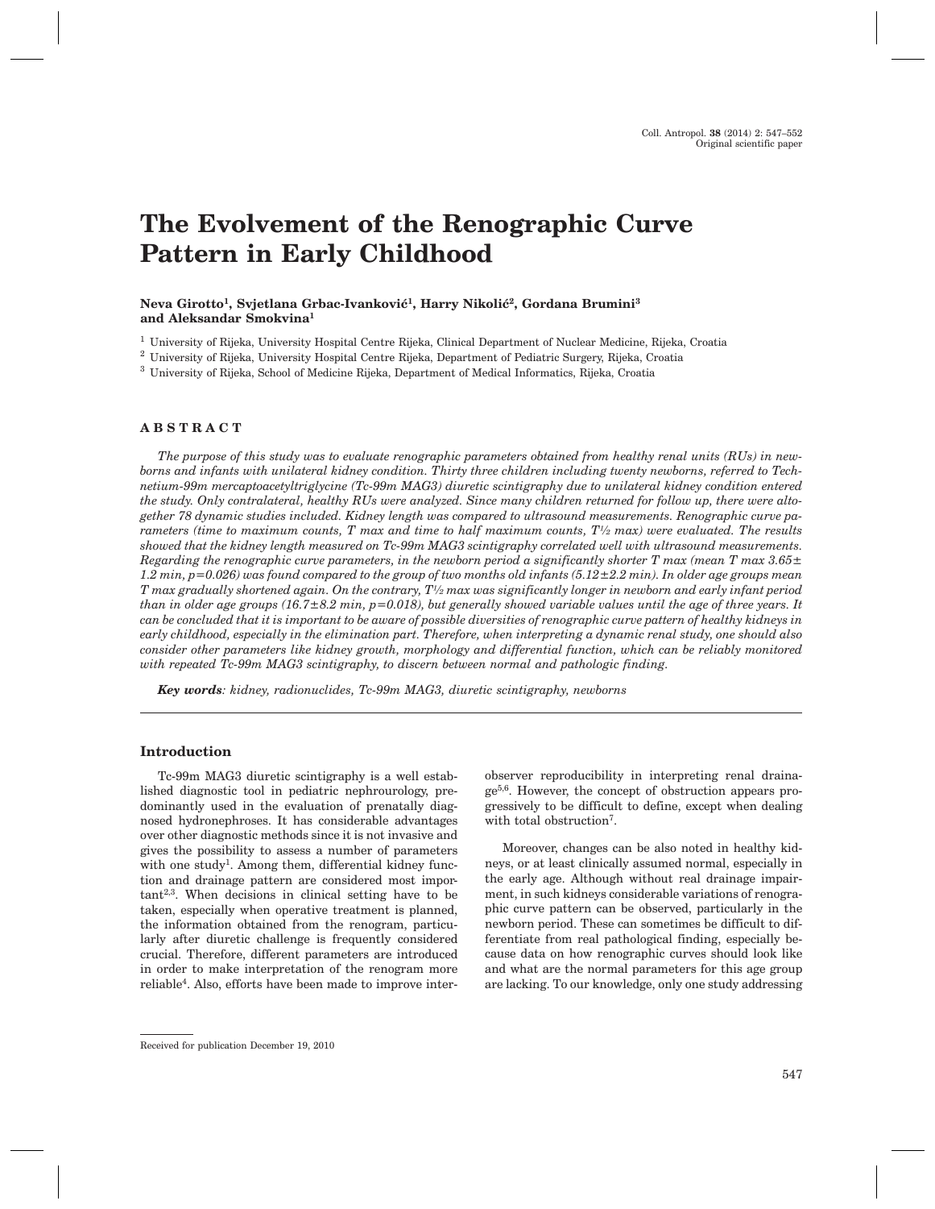Original scientific paper

# The Evolvement of the Renographic Curve Pattern in Early Childhood

**Neva Girotto[1], Svjetlana Grbac-Ivanković[1], Harry Nikolić[2], Gordana Brumini[3] and Aleksandar Smokvina[1]**

[1] University of Rijeka, University Hospital Centre Rijeka, Clinical Department of Nuclear Medicine, Rijeka, Croatia

[2] University of Rijeka, University Hospital Centre Rijeka, Department of Pediatric Surgery, Rijeka, Croatia

[3] University of Rijeka, School of Medicine Rijeka, Department of Medical Informatics, Rijeka, Croatia

## ABSTRACT

*The purpose of this study was to evaluate renographic parameters obtained from healthy renal units (RUs) in newborns and infants with unilateral kidney condition. Thirty three children including twenty newborns, referred to Technetium-99m mercaptoacetyltriglycine (Tc-99m MAG3) diuretic scintigraphy due to unilateral kidney condition entered the study. Only contralateral, healthy RUs were analyzed. Since many children returned for follow up, there were altogether 78 dynamic studies included. Kidney length was compared to ultrasound measurements. Renographic curve parameters (time to maximum counts, T max and time to half maximum counts, T½ max) were evaluated. The results showed that the kidney length measured on Tc-99m MAG3 scintigraphy correlated well with ultrasound measurements. Regarding the renographic curve parameters, in the newborn period a significantly shorter T max (mean T max 3.65± 1.2 min, p=0.026) was found compared to the group of two months old infants (5.12±2.2 min). In older age groups mean T max gradually shortened again. On the contrary, T½ max was significantly longer in newborn and early infant period than in older age groups (16.7±8.2 min, p=0.018), but generally showed variable values until the age of three years. It can be concluded that it is important to be aware of possible diversities of renographic curve pattern of healthy kidneys in early childhood, especially in the elimination part. Therefore, when interpreting a dynamic renal study, one should also consider other parameters like kidney growth, morphology and differential function, which can be reliably monitored with repeated Tc-99m MAG3 scintigraphy, to discern between normal and pathologic finding.*

***Key words****: kidney, radionuclides, Tc-99m MAG3, diuretic scintigraphy, newborns*

## Introduction

Tc-99m MAG3 diuretic scintigraphy is a well established diagnostic tool in pediatric nephrourology, predominantly used in the evaluation of prenatally diagnosed hydronephroses. It has considerable advantages over other diagnostic methods since it is not invasive and gives the possibility to assess a number of parameters with one study[1]. Among them, differential kidney function and drainage pattern are considered most important[2,3]. When decisions in clinical setting have to be taken, especially when operative treatment is planned, the information obtained from the renogram, particularly after diuretic challenge is frequently considered crucial. Therefore, different parameters are introduced in order to make interpretation of the renogram more reliable[4]. Also, efforts have been made to improve interobserver reproducibility in interpreting renal drainage[5,6]. However, the concept of obstruction appears progressively to be difficult to define, except when dealing with total obstruction[7].

Moreover, changes can be also noted in healthy kidneys, or at least clinically assumed normal, especially in the early age. Although without real drainage impairment, in such kidneys considerable variations of renographic curve pattern can be observed, particularly in the newborn period. These can sometimes be difficult to differentiate from real pathological finding, especially because data on how renographic curves should look like and what are the normal parameters for this age group are lacking. To our knowledge, only one study addressing

Received for publication December 19, 2010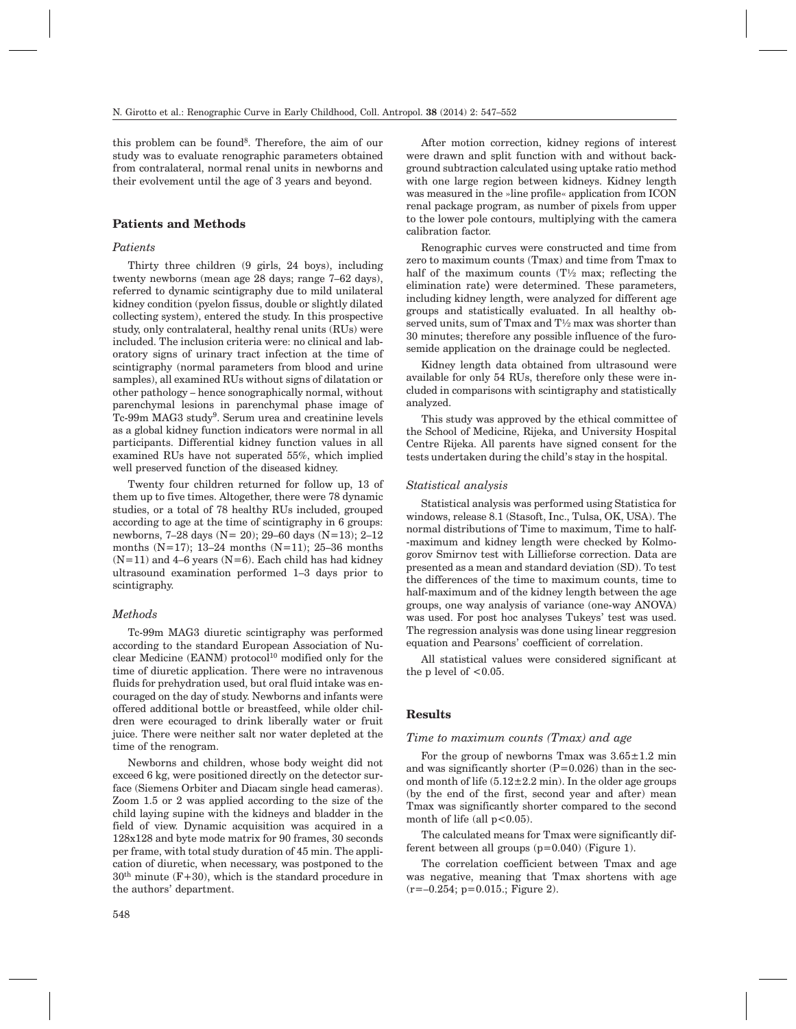this problem can be found[8]. Therefore, the aim of our study was to evaluate renographic parameters obtained from contralateral, normal renal units in newborns and their evolvement until the age of 3 years and beyond.

## Patients and Methods

### *Patients*

Thirty three children (9 girls, 24 boys), including twenty newborns (mean age 28 days; range 7–62 days), referred to dynamic scintigraphy due to mild unilateral kidney condition (pyelon fissus, double or slightly dilated collecting system), entered the study. In this prospective study, only contralateral, healthy renal units (RUs) were included. The inclusion criteria were: no clinical and laboratory signs of urinary tract infection at the time of scintigraphy (normal parameters from blood and urine samples), all examined RUs without signs of dilatation or other pathology – hence sonographically normal, without parenchymal lesions in parenchymal phase image of Tc-99m MAG3 study[9]. Serum urea and creatinine levels as a global kidney function indicators were normal in all participants. Differential kidney function values in all examined RUs have not superated 55%, which implied well preserved function of the diseased kidney.

Twenty four children returned for follow up, 13 of them up to five times. Altogether, there were 78 dynamic studies, or a total of 78 healthy RUs included, grouped according to age at the time of scintigraphy in 6 groups: newborns, 7–28 days (N= 20); 29–60 days (N=13); 2–12 months (N=17); 13–24 months (N=11); 25–36 months (N=11) and 4–6 years (N=6). Each child has had kidney ultrasound examination performed 1–3 days prior to scintigraphy.

### *Methods*

Tc-99m MAG3 diuretic scintigraphy was performed according to the standard European Association of Nuclear Medicine (EANM) protocol[10] modified only for the time of diuretic application. There were no intravenous fluids for prehydration used, but oral fluid intake was encouraged on the day of study. Newborns and infants were offered additional bottle or breastfeed, while older children were ecouraged to drink liberally water or fruit juice. There were neither salt nor water depleted at the time of the renogram.

Newborns and children, whose body weight did not exceed 6 kg, were positioned directly on the detector surface (Siemens Orbiter and Diacam single head cameras). Zoom 1.5 or 2 was applied according to the size of the child laying supine with the kidneys and bladder in the field of view. Dynamic acquisition was acquired in a 128x128 and byte mode matrix for 90 frames, 30 seconds per frame, with total study duration of 45 min. The application of diuretic, when necessary, was postponed to the 30th minute (F+30), which is the standard procedure in the authors' department.

After motion correction, kidney regions of interest were drawn and split function with and without background subtraction calculated using uptake ratio method with one large region between kidneys. Kidney length was measured in the »line profile« application from ICON renal package program, as number of pixels from upper to the lower pole contours, multiplying with the camera calibration factor.

Renographic curves were constructed and time from zero to maximum counts (Tmax) and time from Tmax to half of the maximum counts (T½ max; reflecting the elimination rate) were determined. These parameters, including kidney length, were analyzed for different age groups and statistically evaluated. In all healthy observed units, sum of Tmax and T½ max was shorter than 30 minutes; therefore any possible influence of the furosemide application on the drainage could be neglected.

Kidney length data obtained from ultrasound were available for only 54 RUs, therefore only these were included in comparisons with scintigraphy and statistically analyzed.

This study was approved by the ethical committee of the School of Medicine, Rijeka, and University Hospital Centre Rijeka. All parents have signed consent for the tests undertaken during the child's stay in the hospital.

### *Statistical analysis*

Statistical analysis was performed using Statistica for windows, release 8.1 (Stasoft, Inc., Tulsa, OK, USA). The normal distributions of Time to maximum, Time to half-maximum and kidney length were checked by Kolmogorov Smirnov test with Lillieforse correction. Data are presented as a mean and standard deviation (SD). To test the differences of the time to maximum counts, time to half-maximum and of the kidney length between the age groups, one way analysis of variance (one-way ANOVA) was used. For post hoc analyses Tukeys' test was used. The regression analysis was done using linear reggresion equation and Pearsons' coefficient of correlation.

All statistical values were considered significant at the p level of $<0.05$.

## Results

### *Time to maximum counts (Tmax) and age*

For the group of newborns Tmax was $3.65 \pm 1.2$ min and was significantly shorter ($P=0.026$) than in the second month of life ($5.12 \pm 2.2$ min). In the older age groups (by the end of the first, second year and after) mean Tmax was significantly shorter compared to the second month of life (all $p<0.05$).

The calculated means for Tmax were significantly different between all groups ($p=0.040$) (Figure 1).

The correlation coefficient between Tmax and age was negative, meaning that Tmax shortens with age ($r=-0.254$; $p=0.015$.; Figure 2).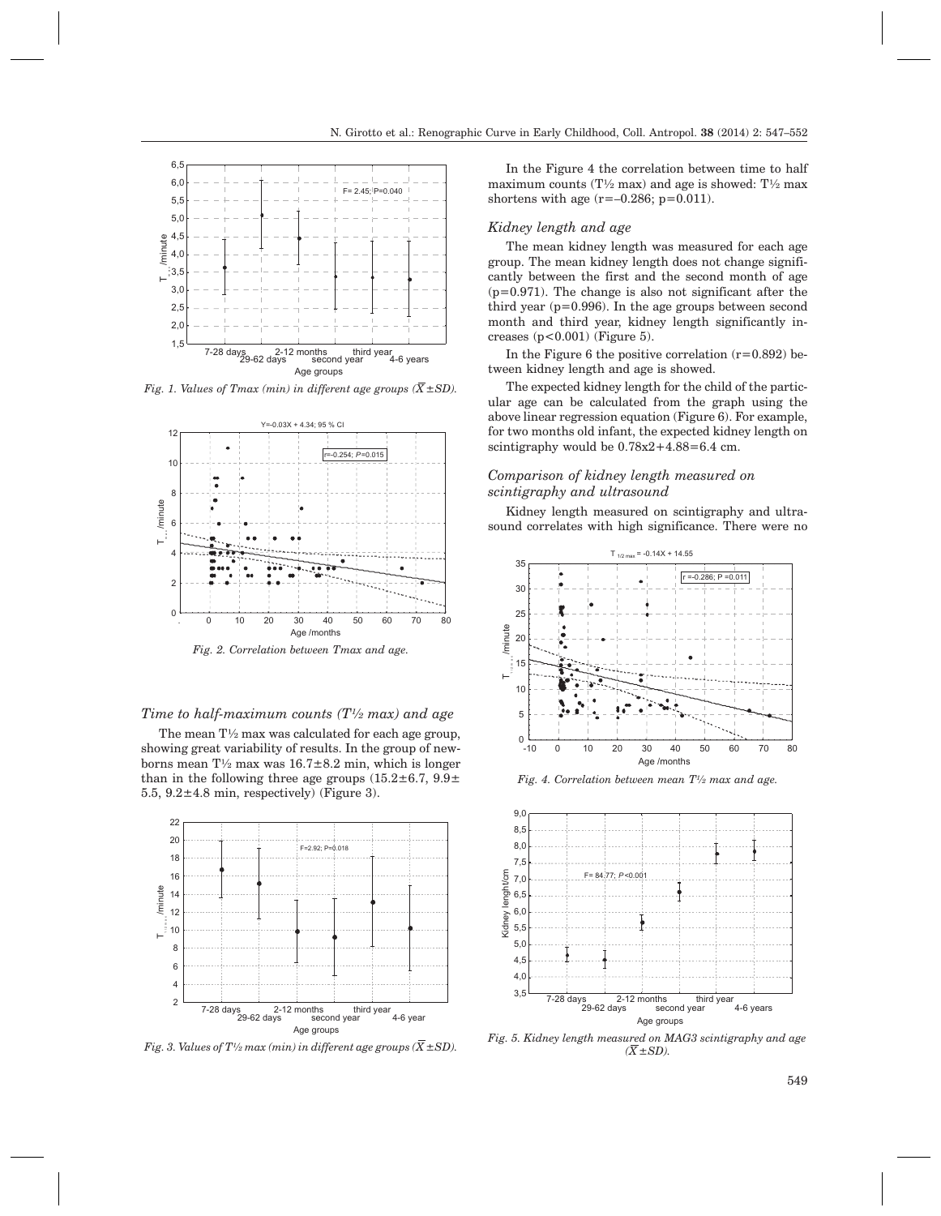Fig. 1. Values of Tmax (min) in different age groups ($\overline{X}\pm SD$).

Fig. 2. Correlation between Tmax and age.

### Time to half-maximum counts (T½ max) and age

The mean T½ max was calculated for each age group, showing great variability of results. In the group of newborns mean T½ max was 16.7±8.2 min, which is longer than in the following three age groups (15.2±6.7, 9.9±5.5, 9.2±4.8 min, respectively) (Figure 3).

Fig. 3. Values of T½ max (min) in different age groups ($\overline{X}\pm SD$).

In the Figure 4 the correlation between time to half maximum counts (T½ max) and age is showed: T½ max shortens with age (r=–0.286; p=0.011).

### Kidney length and age

The mean kidney length was measured for each age group. The mean kidney length does not change significantly between the first and the second month of age (p=0.971). The change is also not significant after the third year (p=0.996). In the age groups between second month and third year, kidney length significantly increases (p<0.001) (Figure 5).

In the Figure 6 the positive correlation (r=0.892) between kidney length and age is showed.

The expected kidney length for the child of the particular age can be calculated from the graph using the above linear regression equation (Figure 6). For example, for two months old infant, the expected kidney length on scintigraphy would be 0.78x2+4.88=6.4 cm.

### Comparison of kidney length measured on scintigraphy and ultrasound

Kidney length measured on scintigraphy and ultrasound correlates with high significance. There were no

Fig. 4. Correlation between mean T½ max and age.

Fig. 5. Kidney length measured on MAG3 scintigraphy and age ($\overline{X}\pm SD$).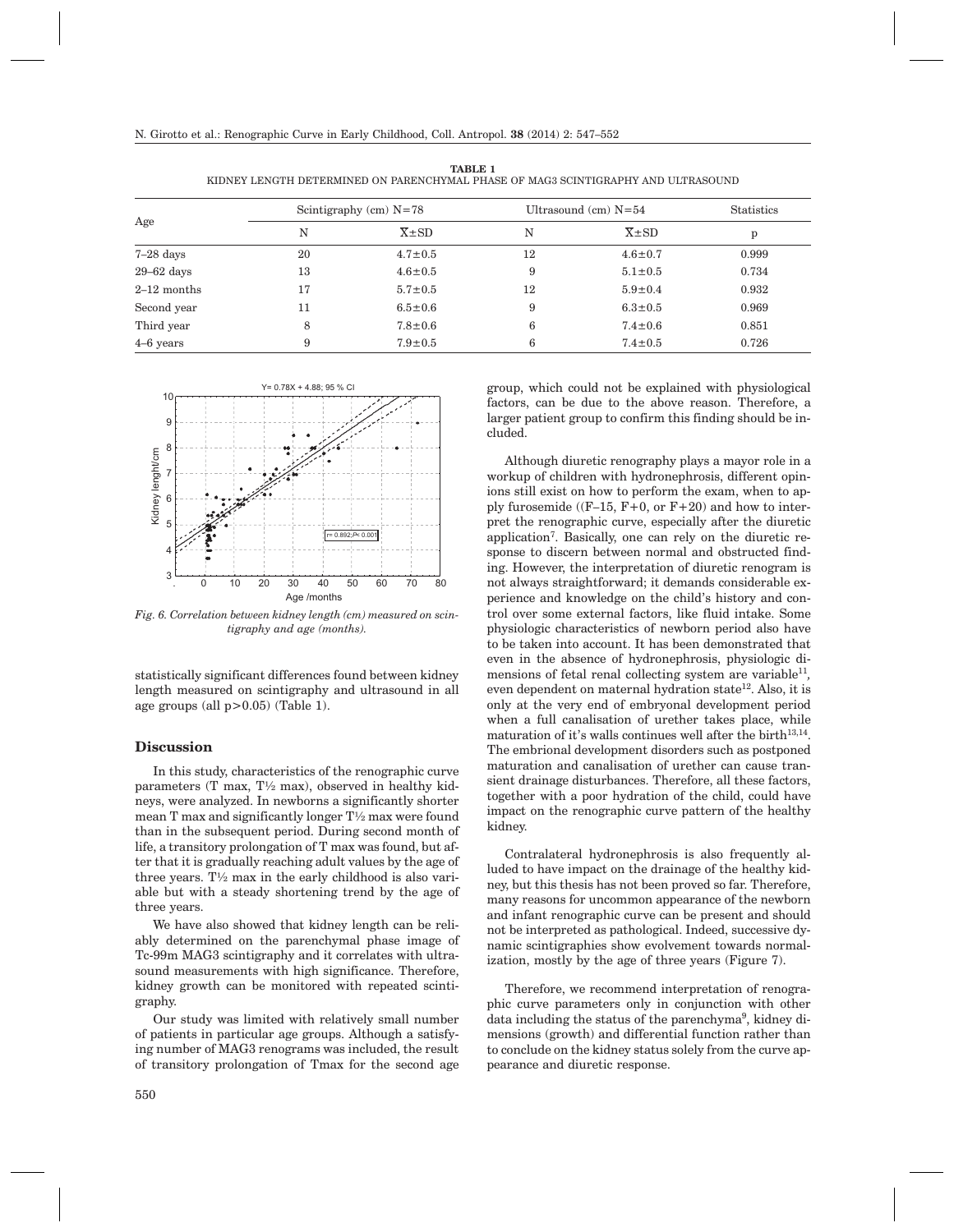**TABLE 1**
KIDNEY LENGTH DETERMINED ON PARENCHYMAL PHASE OF MAG3 SCINTIGRAPHY AND ULTRASOUND

| Age | Scintigraphy (cm) N=78 | | Ultrasound (cm) N=54 | | Statistics |
|---|---|---|---|---|---|
| | N | $\bar{X}$±SD | N | $\bar{X}$±SD | p |
| 7–28 days | 20 | 4.7±0.5 | 12 | 4.6±0.7 | 0.999 |
| 29–62 days | 13 | 4.6±0.5 | 9 | 5.1±0.5 | 0.734 |
| 2–12 months | 17 | 5.7±0.5 | 12 | 5.9±0.4 | 0.932 |
| Second year | 11 | 6.5±0.6 | 9 | 6.3±0.5 | 0.969 |
| Third year | 8 | 7.8±0.6 | 6 | 7.4±0.6 | 0.851 |
| 4–6 years | 9 | 7.9±0.5 | 6 | 7.4±0.5 | 0.726 |

*Fig. 6. Correlation between kidney length (cm) measured on scintigraphy and age (months).*

statistically significant differences found between kidney length measured on scintigraphy and ultrasound in all age groups (all p>0.05) (Table 1).

## Discussion

In this study, characteristics of the renographic curve parameters (T max, T½ max), observed in healthy kidneys, were analyzed. In newborns a significantly shorter mean T max and significantly longer T½ max were found than in the subsequent period. During second month of life, a transitory prolongation of T max was found, but after that it is gradually reaching adult values by the age of three years. T½ max in the early childhood is also variable but with a steady shortening trend by the age of three years.

We have also showed that kidney length can be reliably determined on the parenchymal phase image of Tc-99m MAG3 scintigraphy and it correlates with ultrasound measurements with high significance. Therefore, kidney growth can be monitored with repeated scintigraphy.

Our study was limited with relatively small number of patients in particular age groups. Although a satisfying number of MAG3 renograms was included, the result of transitory prolongation of Tmax for the second age group, which could not be explained with physiological factors, can be due to the above reason. Therefore, a larger patient group to confirm this finding should be included.

Although diuretic renography plays a mayor role in a workup of children with hydronephrosis, different opinions still exist on how to perform the exam, when to apply furosemide ((F–15, F+0, or F+20) and how to interpret the renographic curve, especially after the diuretic application[7]. Basically, one can rely on the diuretic response to discern between normal and obstructed finding. However, the interpretation of diuretic renogram is not always straightforward; it demands considerable experience and knowledge on the child's history and control over some external factors, like fluid intake. Some physiologic characteristics of newborn period also have to be taken into account. It has been demonstrated that even in the absence of hydronephrosis, physiologic dimensions of fetal renal collecting system are variable[11], even dependent on maternal hydration state[12]. Also, it is only at the very end of embryonal development period when a full canalisation of urether takes place, while maturation of it's walls continues well after the birth[13,14]. The embrional development disorders such as postponed maturation and canalisation of urether can cause transient drainage disturbances. Therefore, all these factors, together with a poor hydration of the child, could have impact on the renographic curve pattern of the healthy kidney.

Contralateral hydronephrosis is also frequently alluded to have impact on the drainage of the healthy kidney, but this thesis has not been proved so far. Therefore, many reasons for uncommon appearance of the newborn and infant renographic curve can be present and should not be interpreted as pathological. Indeed, successive dynamic scintigraphies show evolvement towards normalization, mostly by the age of three years (Figure 7).

Therefore, we recommend interpretation of renographic curve parameters only in conjunction with other data including the status of the parenchyma[9], kidney dimensions (growth) and differential function rather than to conclude on the kidney status solely from the curve appearance and diuretic response.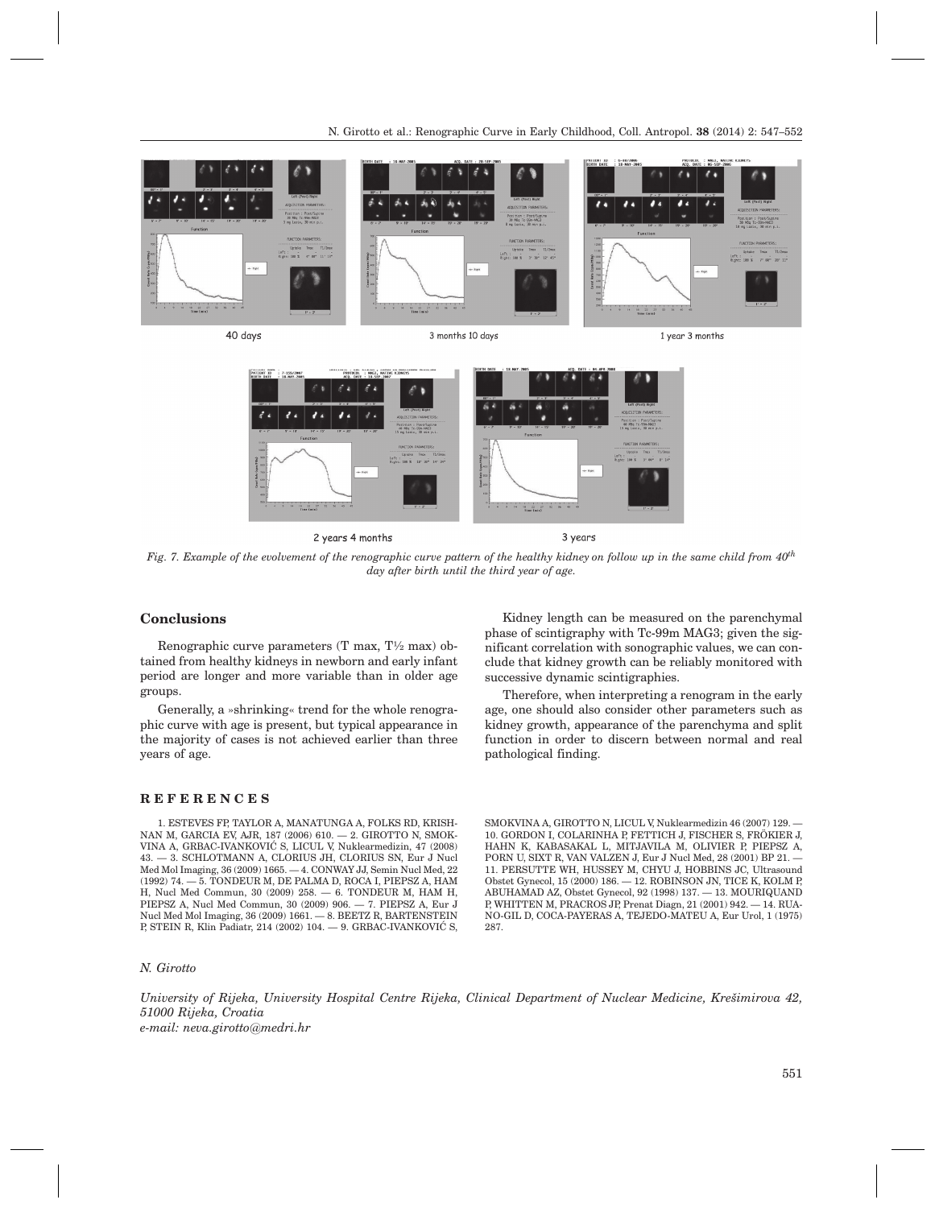40 days

3 months 10 days

1 year 3 months

2 years 4 months

3 years

*Fig. 7. Example of the evolvement of the renographic curve pattern of the healthy kidney on follow up in the same child from 40$^{th}$ day after birth until the third year of age.*

## Conclusions

Renographic curve parameters (T max, T½ max) obtained from healthy kidneys in newborn and early infant period are longer and more variable than in older age groups.

Generally, a »shrinking« trend for the whole renographic curve with age is present, but typical appearance in the majority of cases is not achieved earlier than three years of age.

Kidney length can be measured on the parenchymal phase of scintigraphy with Tc-99m MAG3; given the significant correlation with sonographic values, we can conclude that kidney growth can be reliably monitored with successive dynamic scintigraphies.

Therefore, when interpreting a renogram in the early age, one should also consider other parameters such as kidney growth, appearance of the parenchyma and split function in order to discern between normal and real pathological finding.

## REFERENCES

1. ESTEVES FP, TAYLOR A, MANATUNGA A, FOLKS RD, KRISHNAN M, GARCIA EV, AJR, 187 (2006) 610. — 2. GIROTTO N, SMOKVINA A, GRBAC-IVANKOVIĆ S, LICUL V, Nuklearmedizin, 47 (2008) 43. — 3. SCHLOTMANN A, CLORIUS JR, CLORIUS SN, Eur J Nucl Med Mol Imaging, 36 (2009) 1665. — 4. CONWAY JJ, Semin Nucl Med, 22 (1992) 74. — 5. TONDEUR M, DE PALMA D, ROCA I, PIEPSZ A, HAM H, Nucl Med Commun, 30 (2009) 258. — 6. TONDEUR M, HAM H, PIEPSZ A, Nucl Med Commun, 30 (2009) 906. — 7. PIEPSZ A, Eur J Nucl Med Mol Imaging, 36 (2009) 1661. — 8. BEETZ R, BARTENSTEIN P, STEIN R, Klin Padiatr, 214 (2002) 104. — 9. GRBAC-IVANKOVIĆ S, SMOKVINA A, GIROTTO N, LICUL V, Nuklearmedizin 46 (2007) 129. — 10. GORDON I, COLARINHA P, FETTICH J, FISCHER S, FRÖKIER J, HAHN K, KABASAKAL L, MITJAVILA M, OLIVIER P, PIEPSZ A, PORN U, SIXT R, VAN VALZEN J, Eur J Nucl Med, 28 (2001) BP 21. — 11. PERSUTTE WH, HUSSEY M, CHYU J, HOBBINS JC, Ultrasound Obstet Gynecol, 15 (2000) 186. — 12. ROBINSON JN, TICE K, KOLM P, ABUHAMAD AZ, Obstet Gynecol, 92 (1998) 137. — 13. MOURIQUAND P, WHITTEN M, PRACROS JP, Prenat Diagn, 21 (2001) 942. — 14. RUANO-GIL D, COCA-PAYERAS A, TEJEDO-MATEU A, Eur Urol, 1 (1975) 287.

*N. Girotto*

*University of Rijeka, University Hospital Centre Rijeka, Clinical Department of Nuclear Medicine, Krešimirova 42, 51000 Rijeka, Croatia*
*e-mail: neva.girotto@medri.hr*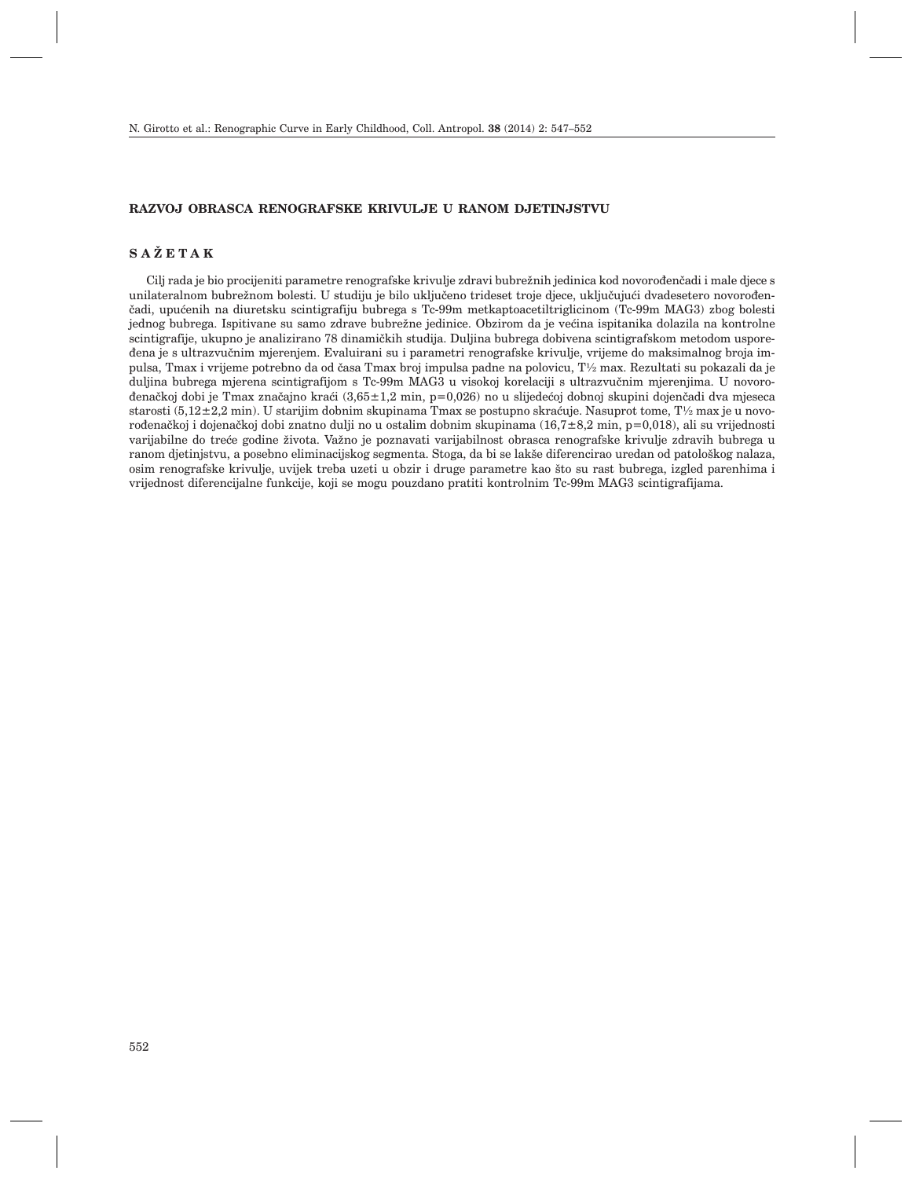## RAZVOJ OBRASCA RENOGRAFSKE KRIVULJE U RANOM DJETINJSTVU

### S A Ž E T A K

Cilj rada je bio procijeniti parametre renografske krivulje zdravi bubrežnih jedinica kod novorođenčadi i male djece s unilateralnom bubrežnom bolesti. U studiju je bilo uključeno trideset troje djece, uključujući dvadesetero novorođenčadi, upućenih na diuretsku scintigrafiju bubrega s Tc-99m metkaptoacetiltriglicinom (Tc-99m MAG3) zbog bolesti jednog bubrega. Ispitivane su samo zdrave bubrežne jedinice. Obzirom da je većina ispitanika dolazila na kontrolne scintigrafije, ukupno je analizirano 78 dinamičkih studija. Duljina bubrega dobivena scintigrafskom metodom uspoređena je s ultrazvučnim mjerenjem. Evaluirani su i parametri renografske krivulje, vrijeme do maksimalnog broja impulsa, Tmax i vrijeme potrebno da od časa Tmax broj impulsa padne na polovicu, T½ max. Rezultati su pokazali da je duljina bubrega mjerena scintigrafijom s Tc-99m MAG3 u visokoj korelaciji s ultrazvučnim mjerenjima. U novorođenačkoj dobi je Tmax značajno kraći (3,65±1,2 min, p=0,026) no u slijedećoj dobnoj skupini dojenčadi dva mjeseca starosti (5,12±2,2 min). U starijim dobnim skupinama Tmax se postupno skraćuje. Nasuprot tome, T½ max je u novorođenačkoj i dojenačkoj dobi znatno dulji no u ostalim dobnim skupinama (16,7±8,2 min, p=0,018), ali su vrijednosti varijabilne do treće godine života. Važno je poznavati varijabilnost obrasca renografske krivulje zdravih bubrega u ranom djetinjstvu, a posebno eliminacijskog segmenta. Stoga, da bi se lakše diferencirao uredan od patološkog nalaza, osim renografske krivulje, uvijek treba uzeti u obzir i druge parametre kao što su rast bubrega, izgled parenhima i vrijednost diferencijalne funkcije, koji se mogu pouzdano pratiti kontrolnim Tc-99m MAG3 scintigrafijama.